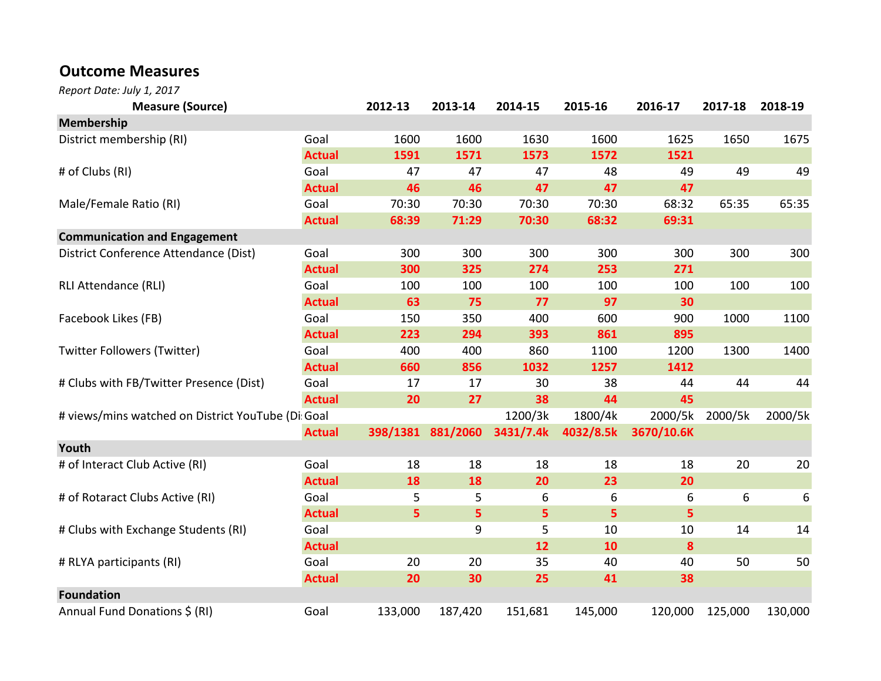# Outcome Measures

*Report Date: July 1, 2017*

| Measure (Source) | | 2012-13 | 2013-14 | 2014-15 | 2015-16 | 2016-17 | 2017-18 | 2018-19 |
|---|---|---|---|---|---|---|---|---|
| **Membership** | | | | | | | | |
| District membership (RI) | Goal | 1600 | 1600 | 1630 | 1600 | 1625 | 1650 | 1675 |
| | **Actual** | **1591** | **1571** | **1573** | **1572** | **1521** | | |
| # of Clubs (RI) | Goal | 47 | 47 | 47 | 48 | 49 | 49 | 49 |
| | **Actual** | **46** | **46** | **47** | **47** | **47** | | |
| Male/Female Ratio (RI) | Goal | 70:30 | 70:30 | 70:30 | 70:30 | 68:32 | 65:35 | 65:35 |
| | **Actual** | **68:39** | **71:29** | **70:30** | **68:32** | **69:31** | | |
| **Communication and Engagement** | | | | | | | | |
| District Conference Attendance (Dist) | Goal | 300 | 300 | 300 | 300 | 300 | 300 | 300 |
| | **Actual** | **300** | **325** | **274** | **253** | **271** | | |
| RLI Attendance (RLI) | Goal | 100 | 100 | 100 | 100 | 100 | 100 | 100 |
| | **Actual** | **63** | **75** | **77** | **97** | **30** | | |
| Facebook Likes (FB) | Goal | 150 | 350 | 400 | 600 | 900 | 1000 | 1100 |
| | **Actual** | **223** | **294** | **393** | **861** | **895** | | |
| Twitter Followers (Twitter) | Goal | 400 | 400 | 860 | 1100 | 1200 | 1300 | 1400 |
| | **Actual** | **660** | **856** | **1032** | **1257** | **1412** | | |
| # Clubs with FB/Twitter Presence (Dist) | Goal | 17 | 17 | 30 | 38 | 44 | 44 | 44 |
| | **Actual** | **20** | **27** | **38** | **44** | **45** | | |
| # views/mins watched on District YouTube (Di | Goal | | | 1200/3k | 1800/4k | 2000/5k | 2000/5k | 2000/5k |
| | **Actual** | **398/1381** | **881/2060** | **3431/7.4k** | **4032/8.5k** | **3670/10.6K** | | |
| **Youth** | | | | | | | | |
| # of Interact Club Active (RI) | Goal | 18 | 18 | 18 | 18 | 18 | 20 | 20 |
| | **Actual** | **18** | **18** | **20** | **23** | **20** | | |
| # of Rotaract Clubs Active (RI) | Goal | 5 | 5 | 6 | 6 | 6 | 6 | 6 |
| | **Actual** | **5** | **5** | **5** | **5** | **5** | | |
| # Clubs with Exchange Students (RI) | Goal | | 9 | 5 | 10 | 10 | 14 | 14 |
| | **Actual** | | | **12** | **10** | **8** | | |
| # RLYA participants (RI) | Goal | 20 | 20 | 35 | 40 | 40 | 50 | 50 |
| | **Actual** | **20** | **30** | **25** | **41** | **38** | | |
| **Foundation** | | | | | | | | |
| Annual Fund Donations $ (RI) | Goal | 133,000 | 187,420 | 151,681 | 145,000 | 120,000 | 125,000 | 130,000 |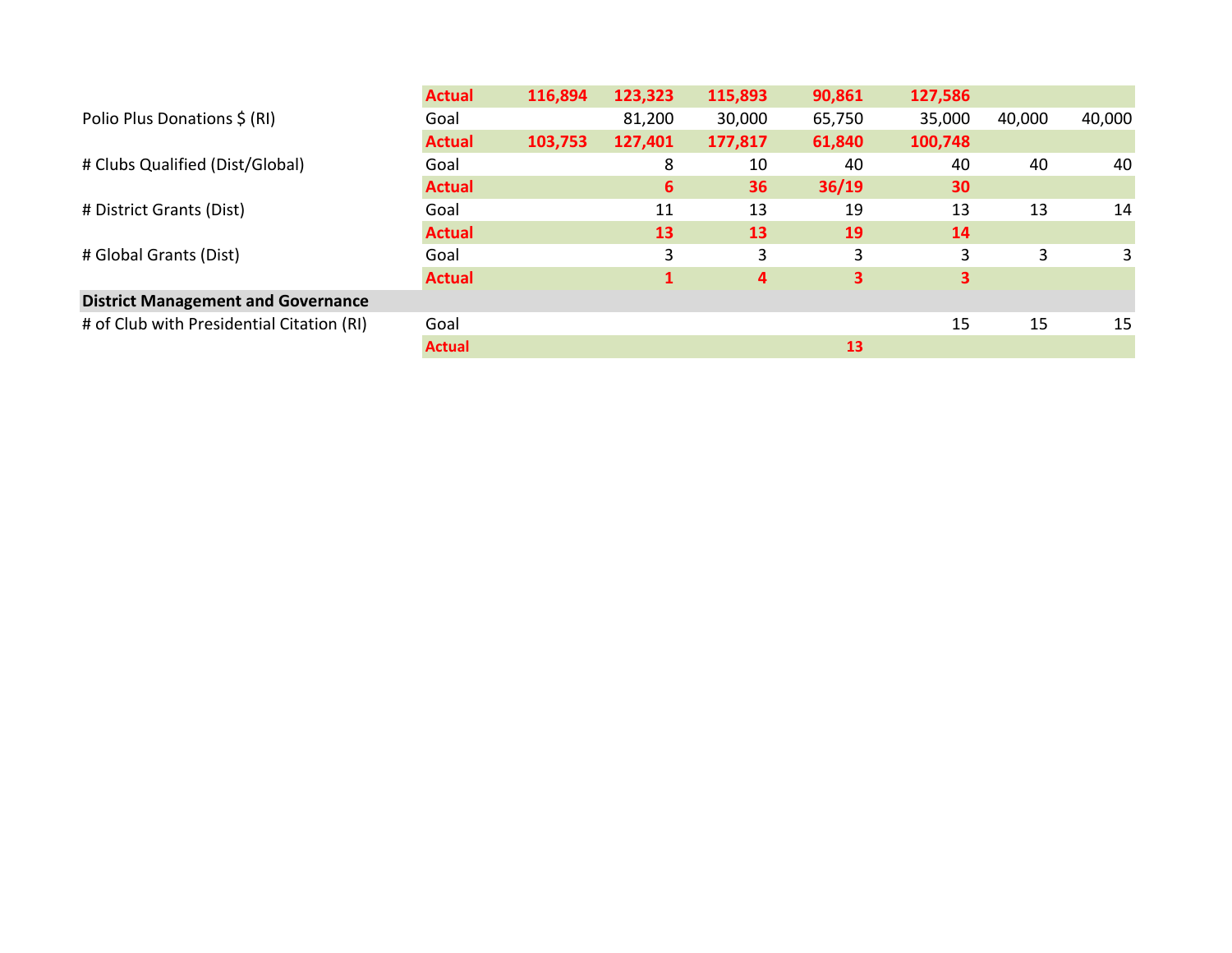| | | | | | | | | |
|---|---|---|---|---|---|---|---|---|
| | **Actual** | **116,894** | **123,323** | **115,893** | **90,861** | **127,586** | | |
| Polio Plus Donations $ (RI) | Goal | | 81,200 | 30,000 | 65,750 | 35,000 | 40,000 | 40,000 |
| | **Actual** | **103,753** | **127,401** | **177,817** | **61,840** | **100,748** | | |
| # Clubs Qualified (Dist/Global) | Goal | | 8 | 10 | 40 | 40 | 40 | 40 |
| | **Actual** | | **6** | **36** | **36/19** | **30** | | |
| # District Grants (Dist) | Goal | | 11 | 13 | 19 | 13 | 13 | 14 |
| | **Actual** | | **13** | **13** | **19** | **14** | | |
| # Global Grants (Dist) | Goal | | 3 | 3 | 3 | 3 | 3 | 3 |
| | **Actual** | | **1** | **4** | **3** | **3** | | |
| **District Management and Governance** | | | | | | | | |
| # of Club with Presidential Citation (RI) | Goal | | | | | 15 | 15 | 15 |
| | **Actual** | | | | **13** | | | |